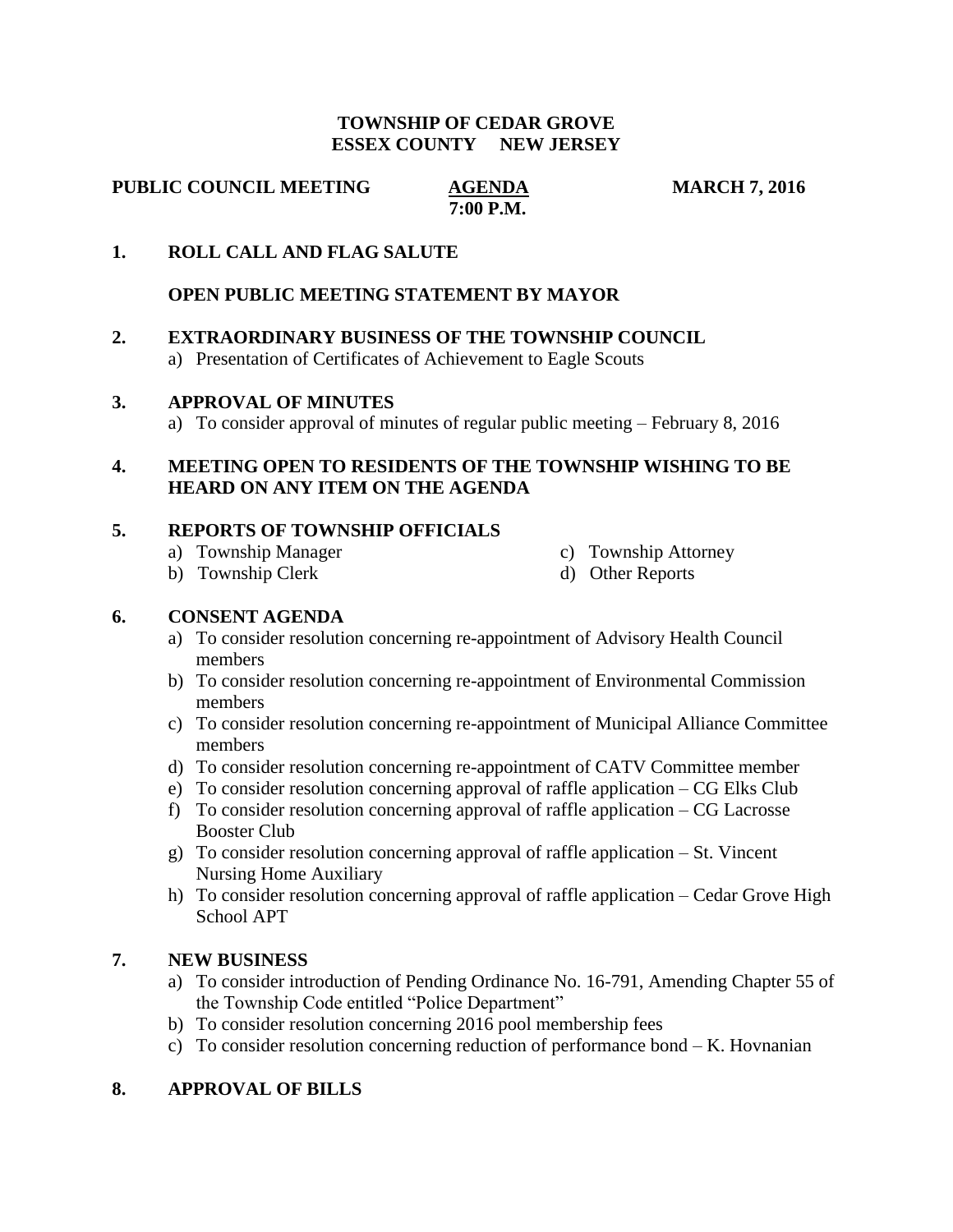**TOWNSHIP OF CEDAR GROVE**
**ESSEX COUNTY NEW JERSEY**

**PUBLIC COUNCIL MEETING** **AGENDA** **MARCH 7, 2016**
**7:00 P.M.**

**1. ROLL CALL AND FLAG SALUTE**

**OPEN PUBLIC MEETING STATEMENT BY MAYOR**

**2. EXTRAORDINARY BUSINESS OF THE TOWNSHIP COUNCIL**

a) Presentation of Certificates of Achievement to Eagle Scouts

**3. APPROVAL OF MINUTES**

a) To consider approval of minutes of regular public meeting – February 8, 2016

**4. MEETING OPEN TO RESIDENTS OF THE TOWNSHIP WISHING TO BE HEARD ON ANY ITEM ON THE AGENDA**

**5. REPORTS OF TOWNSHIP OFFICIALS**

a) Township Manager
b) Township Clerk
c) Township Attorney
d) Other Reports

**6. CONSENT AGENDA**

a) To consider resolution concerning re-appointment of Advisory Health Council members
b) To consider resolution concerning re-appointment of Environmental Commission members
c) To consider resolution concerning re-appointment of Municipal Alliance Committee members
d) To consider resolution concerning re-appointment of CATV Committee member
e) To consider resolution concerning approval of raffle application – CG Elks Club
f) To consider resolution concerning approval of raffle application – CG Lacrosse Booster Club
g) To consider resolution concerning approval of raffle application – St. Vincent Nursing Home Auxiliary
h) To consider resolution concerning approval of raffle application – Cedar Grove High School APT

**7. NEW BUSINESS**

a) To consider introduction of Pending Ordinance No. 16-791, Amending Chapter 55 of the Township Code entitled "Police Department"
b) To consider resolution concerning 2016 pool membership fees
c) To consider resolution concerning reduction of performance bond – K. Hovnanian

**8. APPROVAL OF BILLS**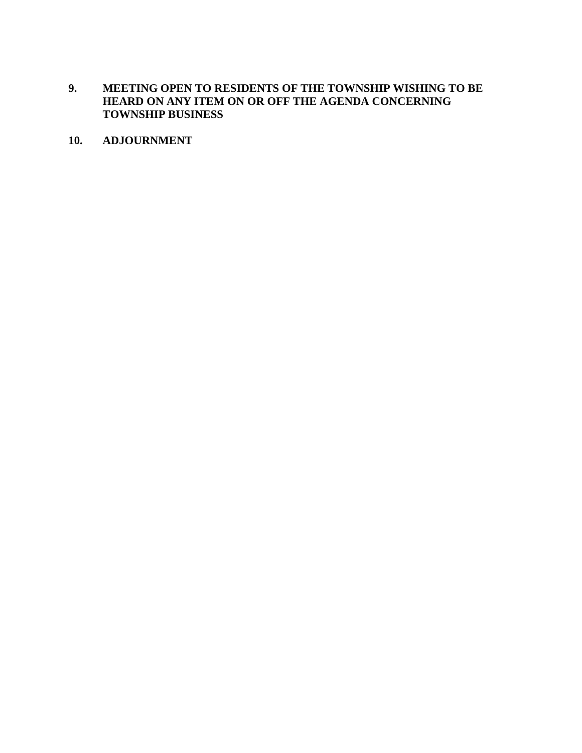**9. MEETING OPEN TO RESIDENTS OF THE TOWNSHIP WISHING TO BE HEARD ON ANY ITEM ON OR OFF THE AGENDA CONCERNING TOWNSHIP BUSINESS**

**10. ADJOURNMENT**